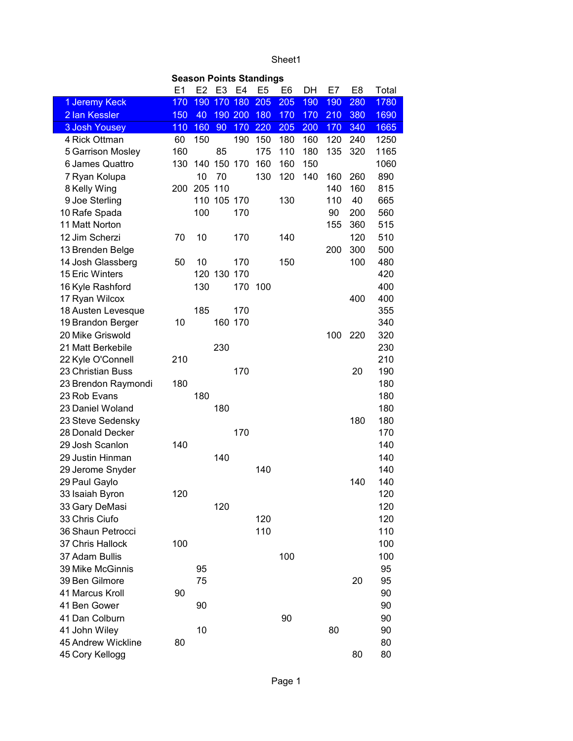**Season Points Standings**

| | | E1 | E2 | E3 | E4 | E5 | E6 | DH | E7 | E8 | Total |
|---|---|---|---|---|---|---|---|---|---|---|---|
| 1 | Jeremy Keck | 170 | 190 | 170 | 180 | 205 | 205 | 190 | 190 | 280 | 1780 |
| 2 | Ian Kessler | 150 | 40 | 190 | 200 | 180 | 170 | 170 | 210 | 380 | 1690 |
| 3 | Josh Yousey | 110 | 160 | 90 | 170 | 220 | 205 | 200 | 170 | 340 | 1665 |
| 4 | Rick Ottman | 60 | 150 | | 190 | 150 | 180 | 160 | 120 | 240 | 1250 |
| 5 | Garrison Mosley | 160 | | 85 | | 175 | 110 | 180 | 135 | 320 | 1165 |
| 6 | James Quattro | 130 | 140 | 150 | 170 | 160 | 160 | 150 | | | 1060 |
| 7 | Ryan Kolupa | | 10 | 70 | | 130 | 120 | 140 | 160 | 260 | 890 |
| 8 | Kelly Wing | 200 | 205 | 110 | | | | | 140 | 160 | 815 |
| 9 | Joe Sterling | | 110 | 105 | 170 | | 130 | | 110 | 40 | 665 |
| 10 | Rafe Spada | | 100 | | 170 | | | | 90 | 200 | 560 |
| 11 | Matt Norton | | | | | | | | 155 | 360 | 515 |
| 12 | Jim Scherzi | 70 | 10 | | 170 | | 140 | | | 120 | 510 |
| 13 | Brenden Belge | | | | | | | | 200 | 300 | 500 |
| 14 | Josh Glassberg | 50 | 10 | | 170 | | 150 | | | 100 | 480 |
| 15 | Eric Winters | | 120 | 130 | 170 | | | | | | 420 |
| 16 | Kyle Rashford | | 130 | | 170 | 100 | | | | | 400 |
| 17 | Ryan Wilcox | | | | | | | | | 400 | 400 |
| 18 | Austen Levesque | | 185 | | 170 | | | | | | 355 |
| 19 | Brandon Berger | 10 | | 160 | 170 | | | | | | 340 |
| 20 | Mike Griswold | | | | | | | | 100 | 220 | 320 |
| 21 | Matt Berkebile | | | 230 | | | | | | | 230 |
| 22 | Kyle O'Connell | 210 | | | | | | | | | 210 |
| 23 | Christian Buss | | | | 170 | | | | | 20 | 190 |
| 23 | Brendon Raymondi | 180 | | | | | | | | | 180 |
| 23 | Rob Evans | | 180 | | | | | | | | 180 |
| 23 | Daniel Woland | | | 180 | | | | | | | 180 |
| 23 | Steve Sedensky | | | | | | | | | 180 | 180 |
| 28 | Donald Decker | | | | 170 | | | | | | 170 |
| 29 | Josh Scanlon | 140 | | | | | | | | | 140 |
| 29 | Justin Hinman | | | 140 | | | | | | | 140 |
| 29 | Jerome Snyder | | | | | 140 | | | | | 140 |
| 29 | Paul Gaylo | | | | | | | | | 140 | 140 |
| 33 | Isaiah Byron | 120 | | | | | | | | | 120 |
| 33 | Gary DeMasi | | | 120 | | | | | | | 120 |
| 33 | Chris Ciufo | | | | | 120 | | | | | 120 |
| 36 | Shaun Petrocci | | | | | 110 | | | | | 110 |
| 37 | Chris Hallock | 100 | | | | | | | | | 100 |
| 37 | Adam Bullis | | | | | | 100 | | | | 100 |
| 39 | Mike McGinnis | | 95 | | | | | | | | 95 |
| 39 | Ben Gilmore | | 75 | | | | | | | 20 | 95 |
| 41 | Marcus Kroll | 90 | | | | | | | | | 90 |
| 41 | Ben Gower | | 90 | | | | | | | | 90 |
| 41 | Dan Colburn | | | | | | 90 | | | | 90 |
| 41 | John Wiley | | 10 | | | | | | 80 | | 90 |
| 45 | Andrew Wickline | 80 | | | | | | | | | 80 |
| 45 | Cory Kellogg | | | | | | | | | 80 | 80 |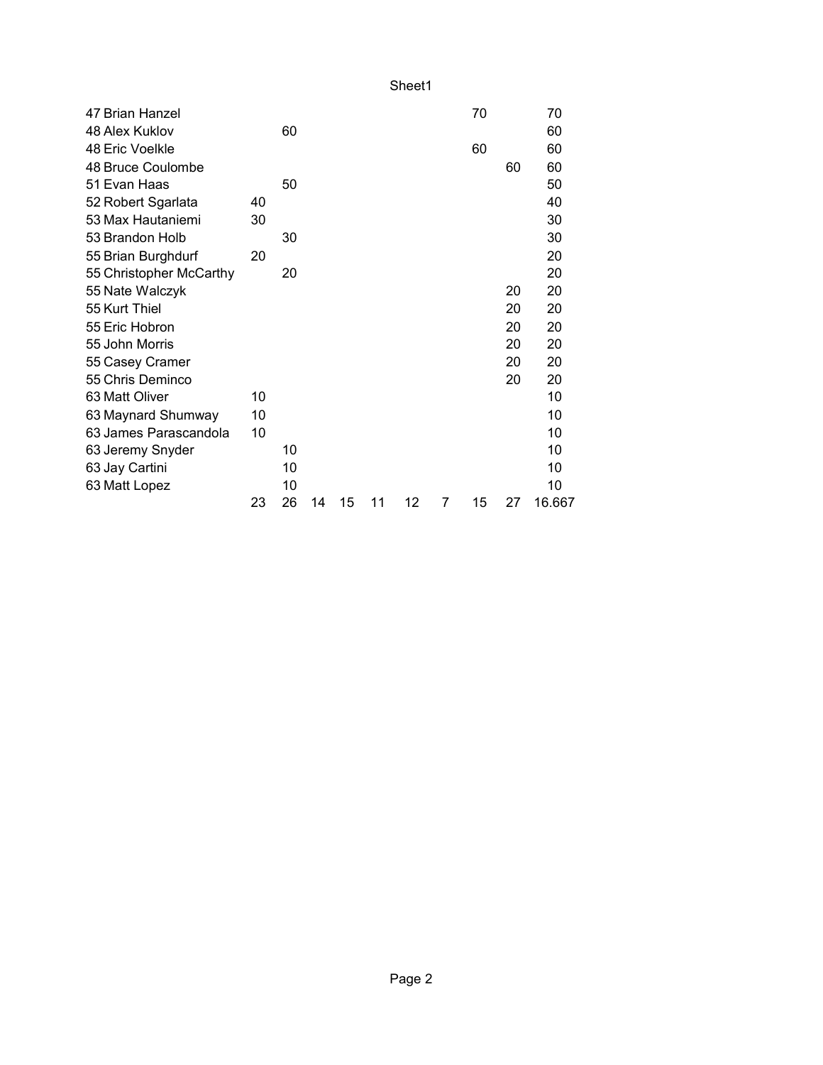| | | | | | | | | | | | |
|---|---|---|---|---|---|---|---|---|---|---|---|
| 47 | Brian Hanzel | | | | | | | | 70 | | 70 |
| 48 | Alex Kuklov | | 60 | | | | | | | | 60 |
| 48 | Eric Voelkle | | | | | | | | 60 | | 60 |
| 48 | Bruce Coulombe | | | | | | | | | 60 | 60 |
| 51 | Evan Haas | | 50 | | | | | | | | 50 |
| 52 | Robert Sgarlata | 40 | | | | | | | | | 40 |
| 53 | Max Hautaniemi | 30 | | | | | | | | | 30 |
| 53 | Brandon Holb | | 30 | | | | | | | | 30 |
| 55 | Brian Burghdurf | 20 | | | | | | | | | 20 |
| 55 | Christopher McCarthy | | 20 | | | | | | | | 20 |
| 55 | Nate Walczyk | | | | | | | | | 20 | 20 |
| 55 | Kurt Thiel | | | | | | | | | 20 | 20 |
| 55 | Eric Hobron | | | | | | | | | 20 | 20 |
| 55 | John Morris | | | | | | | | | 20 | 20 |
| 55 | Casey Cramer | | | | | | | | | 20 | 20 |
| 55 | Chris Deminco | | | | | | | | | 20 | 20 |
| 63 | Matt Oliver | 10 | | | | | | | | | 10 |
| 63 | Maynard Shumway | 10 | | | | | | | | | 10 |
| 63 | James Parascandola | 10 | | | | | | | | | 10 |
| 63 | Jeremy Snyder | | 10 | | | | | | | | 10 |
| 63 | Jay Cartini | | 10 | | | | | | | | 10 |
| 63 | Matt Lopez | | 10 | | | | | | | | 10 |
| | | 23 | 26 | 14 | 15 | 11 | 12 | 7 | 15 | 27 | 16.667 |